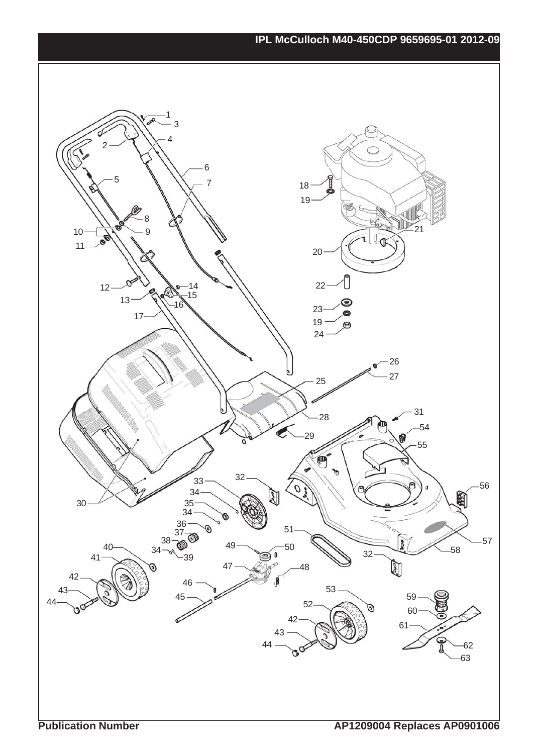# IPL McCulloch M40-450CDP 9659695-01 2012-09

1
3
2
4
5
6
7
8
9
10
11
12
13
14
15
16
17
18
19
20
21
22
23
19
24
25
26
27
28
29
30
31
32
33
34
35
34
36
37
38
34
39
40
41
42
43
44
45
46
47
48
49
50
51
32
52
53
42
43
44
54
55
56
57
58
59
60
61
62
63

**Publication Number** **AP1209004 Replaces AP0901006**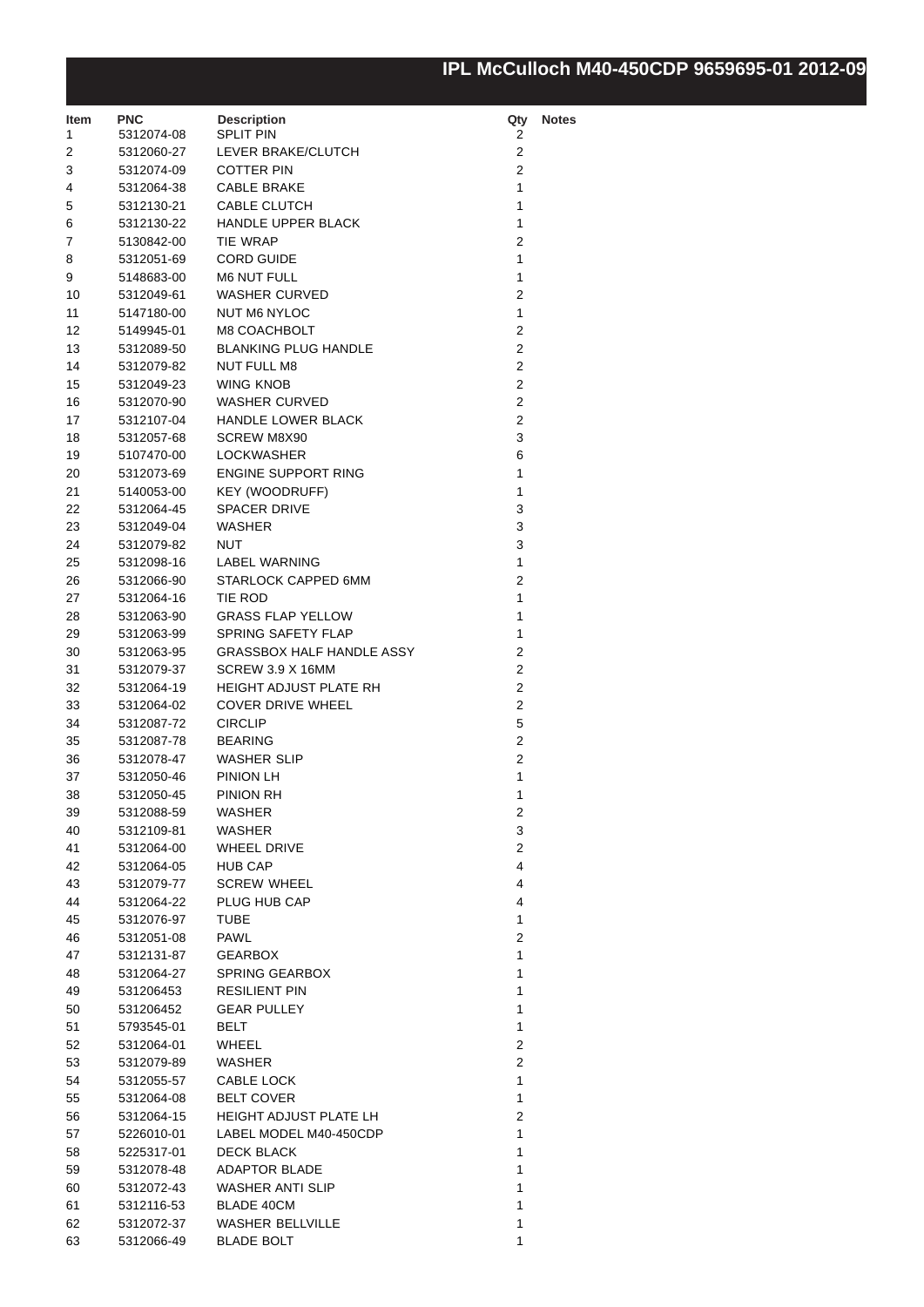# IPL McCulloch M40-450CDP 9659695-01 2012-09

| Item | PNC | Description | Qty | Notes |
|---|---|---|---|---|
| 1 | 5312074-08 | SPLIT PIN | 2 | |
| 2 | 5312060-27 | LEVER BRAKE/CLUTCH | 2 | |
| 3 | 5312074-09 | COTTER PIN | 2 | |
| 4 | 5312064-38 | CABLE BRAKE | 1 | |
| 5 | 5312130-21 | CABLE CLUTCH | 1 | |
| 6 | 5312130-22 | HANDLE UPPER BLACK | 1 | |
| 7 | 5130842-00 | TIE WRAP | 2 | |
| 8 | 5312051-69 | CORD GUIDE | 1 | |
| 9 | 5148683-00 | M6 NUT FULL | 1 | |
| 10 | 5312049-61 | WASHER CURVED | 2 | |
| 11 | 5147180-00 | NUT M6 NYLOC | 1 | |
| 12 | 5149945-01 | M8 COACHBOLT | 2 | |
| 13 | 5312089-50 | BLANKING PLUG HANDLE | 2 | |
| 14 | 5312079-82 | NUT FULL M8 | 2 | |
| 15 | 5312049-23 | WING KNOB | 2 | |
| 16 | 5312070-90 | WASHER CURVED | 2 | |
| 17 | 5312107-04 | HANDLE LOWER BLACK | 2 | |
| 18 | 5312057-68 | SCREW M8X90 | 3 | |
| 19 | 5107470-00 | LOCKWASHER | 6 | |
| 20 | 5312073-69 | ENGINE SUPPORT RING | 1 | |
| 21 | 5140053-00 | KEY (WOODRUFF) | 1 | |
| 22 | 5312064-45 | SPACER DRIVE | 3 | |
| 23 | 5312049-04 | WASHER | 3 | |
| 24 | 5312079-82 | NUT | 3 | |
| 25 | 5312098-16 | LABEL WARNING | 1 | |
| 26 | 5312066-90 | STARLOCK CAPPED 6MM | 2 | |
| 27 | 5312064-16 | TIE ROD | 1 | |
| 28 | 5312063-90 | GRASS FLAP YELLOW | 1 | |
| 29 | 5312063-99 | SPRING SAFETY FLAP | 1 | |
| 30 | 5312063-95 | GRASSBOX HALF HANDLE ASSY | 2 | |
| 31 | 5312079-37 | SCREW 3.9 X 16MM | 2 | |
| 32 | 5312064-19 | HEIGHT ADJUST PLATE RH | 2 | |
| 33 | 5312064-02 | COVER DRIVE WHEEL | 2 | |
| 34 | 5312087-72 | CIRCLIP | 5 | |
| 35 | 5312087-78 | BEARING | 2 | |
| 36 | 5312078-47 | WASHER SLIP | 2 | |
| 37 | 5312050-46 | PINION LH | 1 | |
| 38 | 5312050-45 | PINION RH | 1 | |
| 39 | 5312088-59 | WASHER | 2 | |
| 40 | 5312109-81 | WASHER | 3 | |
| 41 | 5312064-00 | WHEEL DRIVE | 2 | |
| 42 | 5312064-05 | HUB CAP | 4 | |
| 43 | 5312079-77 | SCREW WHEEL | 4 | |
| 44 | 5312064-22 | PLUG HUB CAP | 4 | |
| 45 | 5312076-97 | TUBE | 1 | |
| 46 | 5312051-08 | PAWL | 2 | |
| 47 | 5312131-87 | GEARBOX | 1 | |
| 48 | 5312064-27 | SPRING GEARBOX | 1 | |
| 49 | 531206453 | RESILIENT PIN | 1 | |
| 50 | 531206452 | GEAR PULLEY | 1 | |
| 51 | 5793545-01 | BELT | 1 | |
| 52 | 5312064-01 | WHEEL | 2 | |
| 53 | 5312079-89 | WASHER | 2 | |
| 54 | 5312055-57 | CABLE LOCK | 1 | |
| 55 | 5312064-08 | BELT COVER | 1 | |
| 56 | 5312064-15 | HEIGHT ADJUST PLATE LH | 2 | |
| 57 | 5226010-01 | LABEL MODEL M40-450CDP | 1 | |
| 58 | 5225317-01 | DECK BLACK | 1 | |
| 59 | 5312078-48 | ADAPTOR BLADE | 1 | |
| 60 | 5312072-43 | WASHER ANTI SLIP | 1 | |
| 61 | 5312116-53 | BLADE 40CM | 1 | |
| 62 | 5312072-37 | WASHER BELLVILLE | 1 | |
| 63 | 5312066-49 | BLADE BOLT | 1 | |